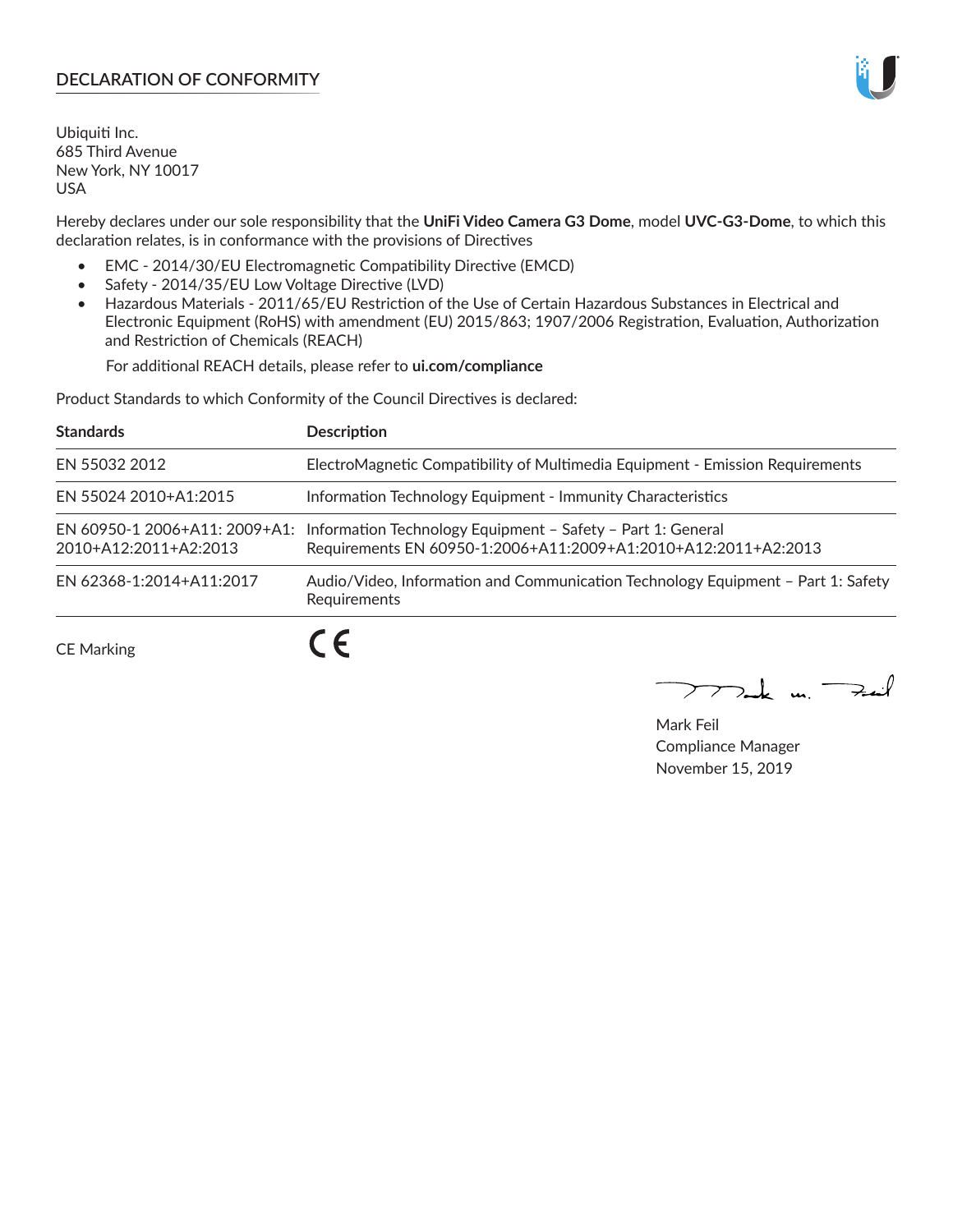## DECLARATION OF CONFORMITY

Ubiquiti Inc.
685 Third Avenue
New York, NY 10017
USA

Hereby declares under our sole responsibility that the **UniFi Video Camera G3 Dome**, model **UVC-G3-Dome**, to which this declaration relates, is in conformance with the provisions of Directives

- EMC - 2014/30/EU Electromagnetic Compatibility Directive (EMCD)
- Safety - 2014/35/EU Low Voltage Directive (LVD)
- Hazardous Materials - 2011/65/EU Restriction of the Use of Certain Hazardous Substances in Electrical and Electronic Equipment (RoHS) with amendment (EU) 2015/863; 1907/2006 Registration, Evaluation, Authorization and Restriction of Chemicals (REACH)

  For additional REACH details, please refer to **ui.com/compliance**

Product Standards to which Conformity of the Council Directives is declared:

| Standards | Description |
| --- | --- |
| EN 55032 2012 | ElectroMagnetic Compatibility of Multimedia Equipment - Emission Requirements |
| EN 55024 2010+A1:2015 | Information Technology Equipment - Immunity Characteristics |
| EN 60950-1 2006+A11: 2009+A1: 2010+A12:2011+A2:2013 | Information Technology Equipment – Safety – Part 1: General Requirements EN 60950-1:2006+A11:2009+A1:2010+A12:2011+A2:2013 |
| EN 62368-1:2014+A11:2017 | Audio/Video, Information and Communication Technology Equipment – Part 1: Safety Requirements |

CE Marking CE

Mark Feil
Compliance Manager
November 15, 2019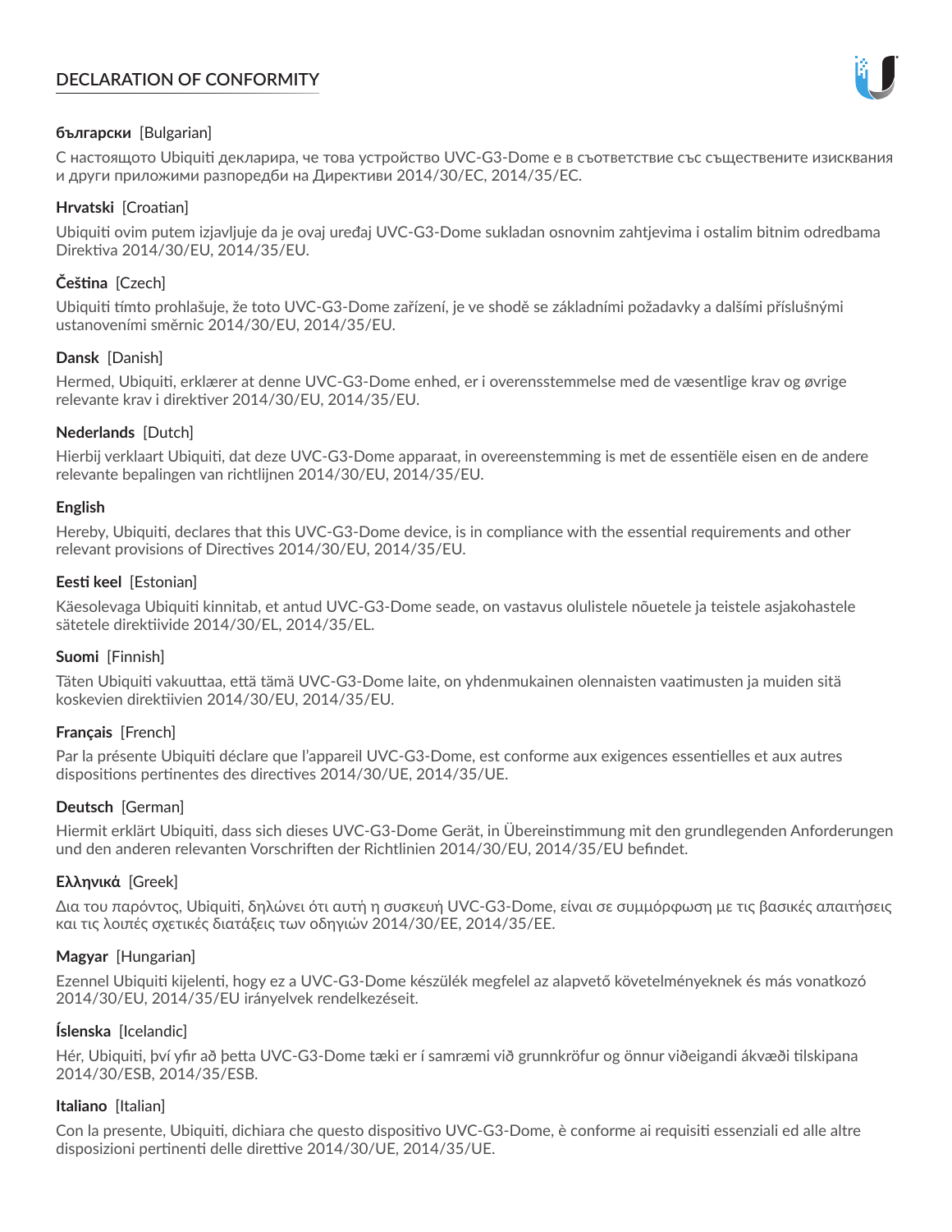# DECLARATION OF CONFORMITY

**български** [Bulgarian]

С настоящото Ubiquiti декларира, че това устройство UVC-G3-Dome е в съответствие със съществените изисквания и други приложими разпоредби на Директиви 2014/30/ЕС, 2014/35/ЕС.

**Hrvatski** [Croatian]

Ubiquiti ovim putem izjavljuje da je ovaj uređaj UVC-G3-Dome sukladan osnovnim zahtjevima i ostalim bitnim odredbama Direktiva 2014/30/EU, 2014/35/EU.

**Čeština** [Czech]

Ubiquiti tímto prohlašuje, že toto UVC-G3-Dome zařízení, je ve shodě se základními požadavky a dalšími příslušnými ustanoveními směrnic 2014/30/EU, 2014/35/EU.

**Dansk** [Danish]

Hermed, Ubiquiti, erklærer at denne UVC-G3-Dome enhed, er i overensstemmelse med de væsentlige krav og øvrige relevante krav i direktiver 2014/30/EU, 2014/35/EU.

**Nederlands** [Dutch]

Hierbij verklaart Ubiquiti, dat deze UVC-G3-Dome apparaat, in overeenstemming is met de essentiële eisen en de andere relevante bepalingen van richtlijnen 2014/30/EU, 2014/35/EU.

**English**

Hereby, Ubiquiti, declares that this UVC-G3-Dome device, is in compliance with the essential requirements and other relevant provisions of Directives 2014/30/EU, 2014/35/EU.

**Eesti keel** [Estonian]

Käesolevaga Ubiquiti kinnitab, et antud UVC-G3-Dome seade, on vastavus olulistele nõuetele ja teistele asjakohastele sätetele direktiivide 2014/30/EL, 2014/35/EL.

**Suomi** [Finnish]

Täten Ubiquiti vakuuttaa, että tämä UVC-G3-Dome laite, on yhdenmukainen olennaisten vaatimusten ja muiden sitä koskevien direktiivien 2014/30/EU, 2014/35/EU.

**Français** [French]

Par la présente Ubiquiti déclare que l'appareil UVC-G3-Dome, est conforme aux exigences essentielles et aux autres dispositions pertinentes des directives 2014/30/UE, 2014/35/UE.

**Deutsch** [German]

Hiermit erklärt Ubiquiti, dass sich dieses UVC-G3-Dome Gerät, in Übereinstimmung mit den grundlegenden Anforderungen und den anderen relevanten Vorschriften der Richtlinien 2014/30/EU, 2014/35/EU befindet.

**Ελληνικά** [Greek]

Δια του παρόντος, Ubiquiti, δηλώνει ότι αυτή η συσκευή UVC-G3-Dome, είναι σε συμμόρφωση με τις βασικές απαιτήσεις και τις λοιπές σχετικές διατάξεις των οδηγιών 2014/30/EE, 2014/35/EE.

**Magyar** [Hungarian]

Ezennel Ubiquiti kijelenti, hogy ez a UVC-G3-Dome készülék megfelel az alapvető követelményeknek és más vonatkozó 2014/30/EU, 2014/35/EU irányelvek rendelkezéseit.

**Íslenska** [Icelandic]

Hér, Ubiquiti, því yfir að þetta UVC-G3-Dome tæki er í samræmi við grunnkröfur og önnur viðeigandi ákvæði tilskipana 2014/30/ESB, 2014/35/ESB.

**Italiano** [Italian]

Con la presente, Ubiquiti, dichiara che questo dispositivo UVC-G3-Dome, è conforme ai requisiti essenziali ed alle altre disposizioni pertinenti delle direttive 2014/30/UE, 2014/35/UE.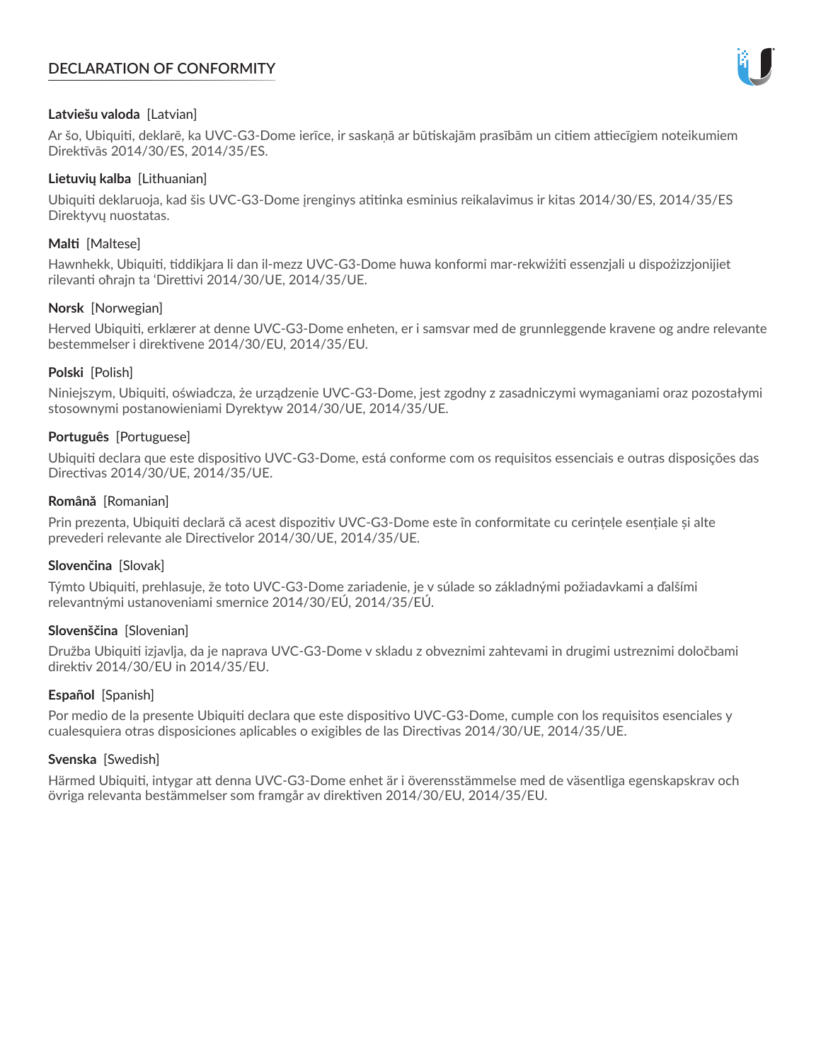# DECLARATION OF CONFORMITY

**Latviešu valoda** [Latvian]

Ar šo, Ubiquiti, deklarē, ka UVC-G3-Dome ierīce, ir saskaņā ar būtiskajām prasībām un citiem attiecīgiem noteikumiem Direktīvās 2014/30/ES, 2014/35/ES.

**Lietuvių kalba** [Lithuanian]

Ubiquiti deklaruoja, kad šis UVC-G3-Dome įrenginys atitinka esminius reikalavimus ir kitas 2014/30/ES, 2014/35/ES Direktyvų nuostatas.

**Malti** [Maltese]

Hawnhekk, Ubiquiti, tiddikjara li dan il-mezz UVC-G3-Dome huwa konformi mar-rekwiżiti essenzjali u dispożizzjonijiet rilevanti oħrajn ta 'Direttivi 2014/30/UE, 2014/35/UE.

**Norsk** [Norwegian]

Herved Ubiquiti, erklærer at denne UVC-G3-Dome enheten, er i samsvar med de grunnleggende kravene og andre relevante bestemmelser i direktivene 2014/30/EU, 2014/35/EU.

**Polski** [Polish]

Niniejszym, Ubiquiti, oświadcza, że urządzenie UVC-G3-Dome, jest zgodny z zasadniczymi wymaganiami oraz pozostałymi stosownymi postanowieniami Dyrektyw 2014/30/UE, 2014/35/UE.

**Português** [Portuguese]

Ubiquiti declara que este dispositivo UVC-G3-Dome, está conforme com os requisitos essenciais e outras disposições das Directivas 2014/30/UE, 2014/35/UE.

**Română** [Romanian]

Prin prezenta, Ubiquiti declară că acest dispozitiv UVC-G3-Dome este în conformitate cu cerințele esențiale și alte prevederi relevante ale Directivelor 2014/30/UE, 2014/35/UE.

**Slovenčina** [Slovak]

Týmto Ubiquiti, prehlasuje, že toto UVC-G3-Dome zariadenie, je v súlade so základnými požiadavkami a ďalšími relevantnými ustanoveniami smernice 2014/30/EÚ, 2014/35/EÚ.

**Slovenščina** [Slovenian]

Družba Ubiquiti izjavlja, da je naprava UVC-G3-Dome v skladu z obveznimi zahtevami in drugimi ustreznimi določbami direktiv 2014/30/EU in 2014/35/EU.

**Español** [Spanish]

Por medio de la presente Ubiquiti declara que este dispositivo UVC-G3-Dome, cumple con los requisitos esenciales y cualesquiera otras disposiciones aplicables o exigibles de las Directivas 2014/30/UE, 2014/35/UE.

**Svenska** [Swedish]

Härmed Ubiquiti, intygar att denna UVC-G3-Dome enhet är i överensstämmelse med de väsentliga egenskapskrav och övriga relevanta bestämmelser som framgår av direktiven 2014/30/EU, 2014/35/EU.